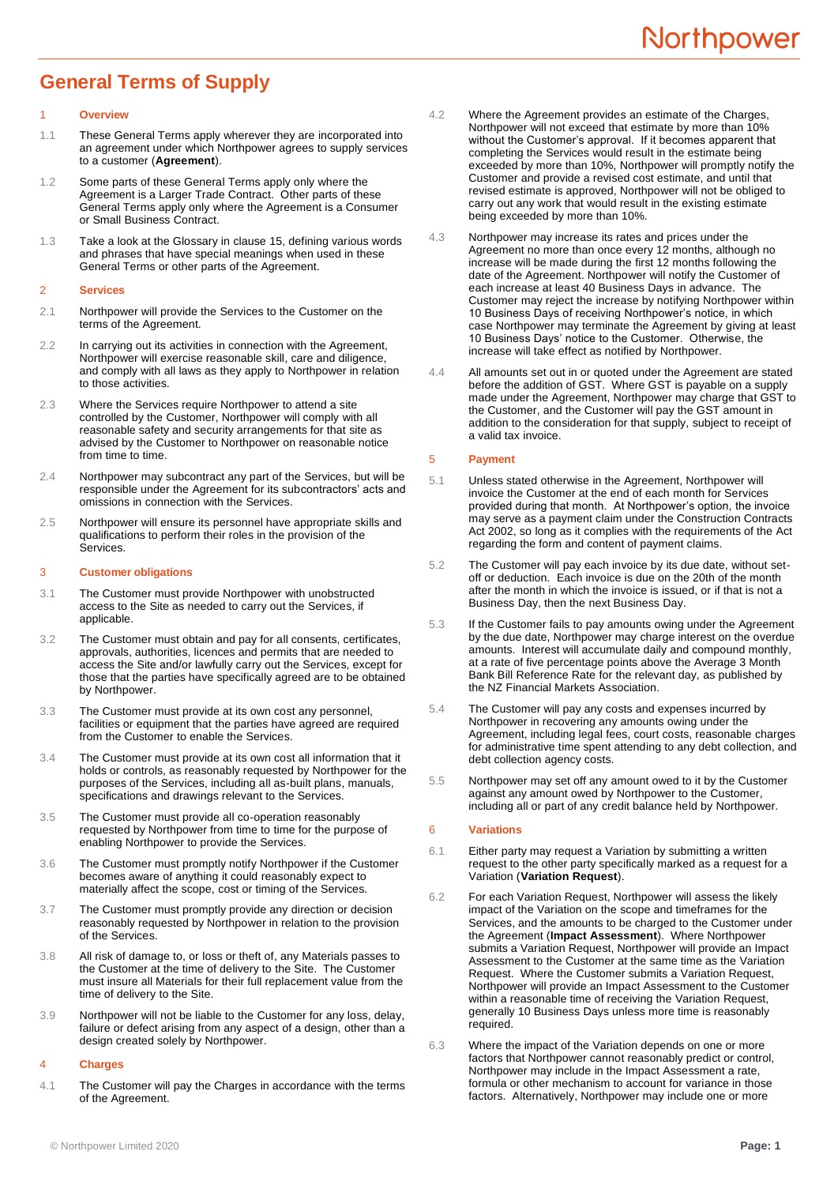# General Terms of Supply

## 1 Overview

1.1 These General Terms apply wherever they are incorporated into an agreement under which Northpower agrees to supply services to a customer (**Agreement**).

1.2 Some parts of these General Terms apply only where the Agreement is a Larger Trade Contract. Other parts of these General Terms apply only where the Agreement is a Consumer or Small Business Contract.

1.3 Take a look at the Glossary in clause 15, defining various words and phrases that have special meanings when used in these General Terms or other parts of the Agreement.

## 2 Services

2.1 Northpower will provide the Services to the Customer on the terms of the Agreement.

2.2 In carrying out its activities in connection with the Agreement, Northpower will exercise reasonable skill, care and diligence, and comply with all laws as they apply to Northpower in relation to those activities.

2.3 Where the Services require Northpower to attend a site controlled by the Customer, Northpower will comply with all reasonable safety and security arrangements for that site as advised by the Customer to Northpower on reasonable notice from time to time.

2.4 Northpower may subcontract any part of the Services, but will be responsible under the Agreement for its subcontractors' acts and omissions in connection with the Services.

2.5 Northpower will ensure its personnel have appropriate skills and qualifications to perform their roles in the provision of the Services.

## 3 Customer obligations

3.1 The Customer must provide Northpower with unobstructed access to the Site as needed to carry out the Services, if applicable.

3.2 The Customer must obtain and pay for all consents, certificates, approvals, authorities, licences and permits that are needed to access the Site and/or lawfully carry out the Services, except for those that the parties have specifically agreed are to be obtained by Northpower.

3.3 The Customer must provide at its own cost any personnel, facilities or equipment that the parties have agreed are required from the Customer to enable the Services.

3.4 The Customer must provide at its own cost all information that it holds or controls, as reasonably requested by Northpower for the purposes of the Services, including all as-built plans, manuals, specifications and drawings relevant to the Services.

3.5 The Customer must provide all co-operation reasonably requested by Northpower from time to time for the purpose of enabling Northpower to provide the Services.

3.6 The Customer must promptly notify Northpower if the Customer becomes aware of anything it could reasonably expect to materially affect the scope, cost or timing of the Services.

3.7 The Customer must promptly provide any direction or decision reasonably requested by Northpower in relation to the provision of the Services.

3.8 All risk of damage to, or loss or theft of, any Materials passes to the Customer at the time of delivery to the Site. The Customer must insure all Materials for their full replacement value from the time of delivery to the Site.

3.9 Northpower will not be liable to the Customer for any loss, delay, failure or defect arising from any aspect of a design, other than a design created solely by Northpower.

## 4 Charges

4.1 The Customer will pay the Charges in accordance with the terms of the Agreement.

4.2 Where the Agreement provides an estimate of the Charges, Northpower will not exceed that estimate by more than 10% without the Customer's approval. If it becomes apparent that completing the Services would result in the estimate being exceeded by more than 10%, Northpower will promptly notify the Customer and provide a revised cost estimate, and until that revised estimate is approved, Northpower will not be obliged to carry out any work that would result in the existing estimate being exceeded by more than 10%.

4.3 Northpower may increase its rates and prices under the Agreement no more than once every 12 months, although no increase will be made during the first 12 months following the date of the Agreement. Northpower will notify the Customer of each increase at least 40 Business Days in advance. The Customer may reject the increase by notifying Northpower within 10 Business Days of receiving Northpower's notice, in which case Northpower may terminate the Agreement by giving at least 10 Business Days' notice to the Customer. Otherwise, the increase will take effect as notified by Northpower.

4.4 All amounts set out in or quoted under the Agreement are stated before the addition of GST. Where GST is payable on a supply made under the Agreement, Northpower may charge that GST to the Customer, and the Customer will pay the GST amount in addition to the consideration for that supply, subject to receipt of a valid tax invoice.

## 5 Payment

5.1 Unless stated otherwise in the Agreement, Northpower will invoice the Customer at the end of each month for Services provided during that month. At Northpower's option, the invoice may serve as a payment claim under the Construction Contracts Act 2002, so long as it complies with the requirements of the Act regarding the form and content of payment claims.

5.2 The Customer will pay each invoice by its due date, without set-off or deduction. Each invoice is due on the 20th of the month after the month in which the invoice is issued, or if that is not a Business Day, then the next Business Day.

5.3 If the Customer fails to pay amounts owing under the Agreement by the due date, Northpower may charge interest on the overdue amounts. Interest will accumulate daily and compound monthly, at a rate of five percentage points above the Average 3 Month Bank Bill Reference Rate for the relevant day, as published by the NZ Financial Markets Association.

5.4 The Customer will pay any costs and expenses incurred by Northpower in recovering any amounts owing under the Agreement, including legal fees, court costs, reasonable charges for administrative time spent attending to any debt collection, and debt collection agency costs.

5.5 Northpower may set off any amount owed to it by the Customer against any amount owed by Northpower to the Customer, including all or part of any credit balance held by Northpower.

## 6 Variations

6.1 Either party may request a Variation by submitting a written request to the other party specifically marked as a request for a Variation (**Variation Request**).

6.2 For each Variation Request, Northpower will assess the likely impact of the Variation on the scope and timeframes for the Services, and the amounts to be charged to the Customer under the Agreement (**Impact Assessment**). Where Northpower submits a Variation Request, Northpower will provide an Impact Assessment to the Customer at the same time as the Variation Request. Where the Customer submits a Variation Request, Northpower will provide an Impact Assessment to the Customer within a reasonable time of receiving the Variation Request, generally 10 Business Days unless more time is reasonably required.

6.3 Where the impact of the Variation depends on one or more factors that Northpower cannot reasonably predict or control, Northpower may include in the Impact Assessment a rate, formula or other mechanism to account for variance in those factors. Alternatively, Northpower may include one or more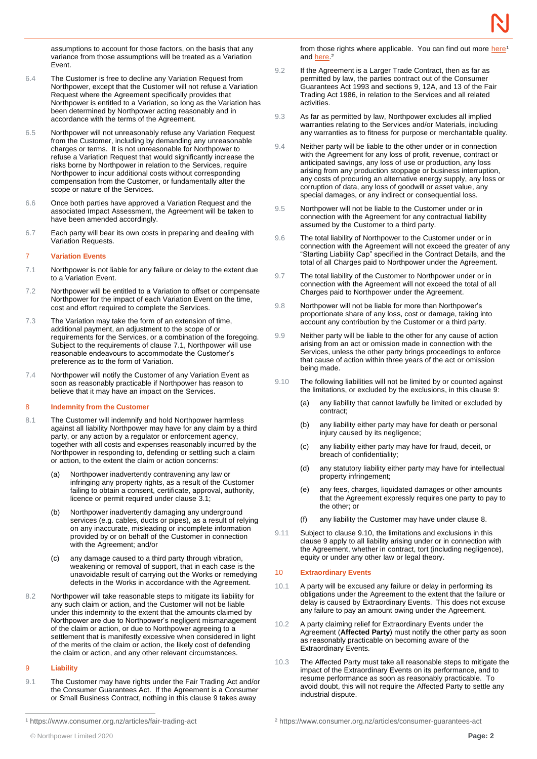assumptions to account for those factors, on the basis that any variance from those assumptions will be treated as a Variation Event.

6.4 The Customer is free to decline any Variation Request from Northpower, except that the Customer will not refuse a Variation Request where the Agreement specifically provides that Northpower is entitled to a Variation, so long as the Variation has been determined by Northpower acting reasonably and in accordance with the terms of the Agreement.

6.5 Northpower will not unreasonably refuse any Variation Request from the Customer, including by demanding any unreasonable charges or terms. It is not unreasonable for Northpower to refuse a Variation Request that would significantly increase the risks borne by Northpower in relation to the Services, require Northpower to incur additional costs without corresponding compensation from the Customer, or fundamentally alter the scope or nature of the Services.

6.6 Once both parties have approved a Variation Request and the associated Impact Assessment, the Agreement will be taken to have been amended accordingly.

6.7 Each party will bear its own costs in preparing and dealing with Variation Requests.

## 7 Variation Events

7.1 Northpower is not liable for any failure or delay to the extent due to a Variation Event.

7.2 Northpower will be entitled to a Variation to offset or compensate Northpower for the impact of each Variation Event on the time, cost and effort required to complete the Services.

7.3 The Variation may take the form of an extension of time, additional payment, an adjustment to the scope of or requirements for the Services, or a combination of the foregoing. Subject to the requirements of clause 7.1, Northpower will use reasonable endeavours to accommodate the Customer's preference as to the form of Variation.

7.4 Northpower will notify the Customer of any Variation Event as soon as reasonably practicable if Northpower has reason to believe that it may have an impact on the Services.

## 8 Indemnity from the Customer

8.1 The Customer will indemnify and hold Northpower harmless against all liability Northpower may have for any claim by a third party, or any action by a regulator or enforcement agency, together with all costs and expenses reasonably incurred by the Northpower in responding to, defending or settling such a claim or action, to the extent the claim or action concerns:

(a) Northpower inadvertently contravening any law or infringing any property rights, as a result of the Customer failing to obtain a consent, certificate, approval, authority, licence or permit required under clause 3.1;

(b) Northpower inadvertently damaging any underground services (e.g. cables, ducts or pipes), as a result of relying on any inaccurate, misleading or incomplete information provided by or on behalf of the Customer in connection with the Agreement; and/or

(c) any damage caused to a third party through vibration, weakening or removal of support, that in each case is the unavoidable result of carrying out the Works or remedying defects in the Works in accordance with the Agreement.

8.2 Northpower will take reasonable steps to mitigate its liability for any such claim or action, and the Customer will not be liable under this indemnity to the extent that the amounts claimed by Northpower are due to Northpower's negligent mismanagement of the claim or action, or due to Northpower agreeing to a settlement that is manifestly excessive when considered in light of the merits of the claim or action, the likely cost of defending the claim or action, and any other relevant circumstances.

## 9 Liability

9.1 The Customer may have rights under the Fair Trading Act and/or the Consumer Guarantees Act. If the Agreement is a Consumer or Small Business Contract, nothing in this clause 9 takes away from those rights where applicable. You can find out more here[1] and here.[2]

9.2 If the Agreement is a Larger Trade Contract, then as far as permitted by law, the parties contract out of the Consumer Guarantees Act 1993 and sections 9, 12A, and 13 of the Fair Trading Act 1986, in relation to the Services and all related activities.

9.3 As far as permitted by law, Northpower excludes all implied warranties relating to the Services and/or Materials, including any warranties as to fitness for purpose or merchantable quality.

9.4 Neither party will be liable to the other under or in connection with the Agreement for any loss of profit, revenue, contract or anticipated savings, any loss of use or production, any loss arising from any production stoppage or business interruption, any costs of procuring an alternative energy supply, any loss or corruption of data, any loss of goodwill or asset value, any special damages, or any indirect or consequential loss.

9.5 Northpower will not be liable to the Customer under or in connection with the Agreement for any contractual liability assumed by the Customer to a third party.

9.6 The total liability of Northpower to the Customer under or in connection with the Agreement will not exceed the greater of any "Starting Liability Cap" specified in the Contract Details, and the total of all Charges paid to Northpower under the Agreement.

9.7 The total liability of the Customer to Northpower under or in connection with the Agreement will not exceed the total of all Charges paid to Northpower under the Agreement.

9.8 Northpower will not be liable for more than Northpower's proportionate share of any loss, cost or damage, taking into account any contribution by the Customer or a third party.

9.9 Neither party will be liable to the other for any cause of action arising from an act or omission made in connection with the Services, unless the other party brings proceedings to enforce that cause of action within three years of the act or omission being made.

9.10 The following liabilities will not be limited by or counted against the limitations, or excluded by the exclusions, in this clause 9:

(a) any liability that cannot lawfully be limited or excluded by contract;

(b) any liability either party may have for death or personal injury caused by its negligence;

(c) any liability either party may have for fraud, deceit, or breach of confidentiality;

(d) any statutory liability either party may have for intellectual property infringement;

(e) any fees, charges, liquidated damages or other amounts that the Agreement expressly requires one party to pay to the other; or

(f) any liability the Customer may have under clause 8.

9.11 Subject to clause 9.10, the limitations and exclusions in this clause 9 apply to all liability arising under or in connection with the Agreement, whether in contract, tort (including negligence), equity or under any other law or legal theory.

## 10 Extraordinary Events

10.1 A party will be excused any failure or delay in performing its obligations under the Agreement to the extent that the failure or delay is caused by Extraordinary Events. This does not excuse any failure to pay an amount owing under the Agreement.

10.2 A party claiming relief for Extraordinary Events under the Agreement (**Affected Party**) must notify the other party as soon as reasonably practicable on becoming aware of the Extraordinary Events.

10.3 The Affected Party must take all reasonable steps to mitigate the impact of the Extraordinary Events on its performance, and to resume performance as soon as reasonably practicable. To avoid doubt, this will not require the Affected Party to settle any industrial dispute.

[1] https://www.consumer.org.nz/articles/fair-trading-act

[2] https://www.consumer.org.nz/articles/consumer-guarantees-act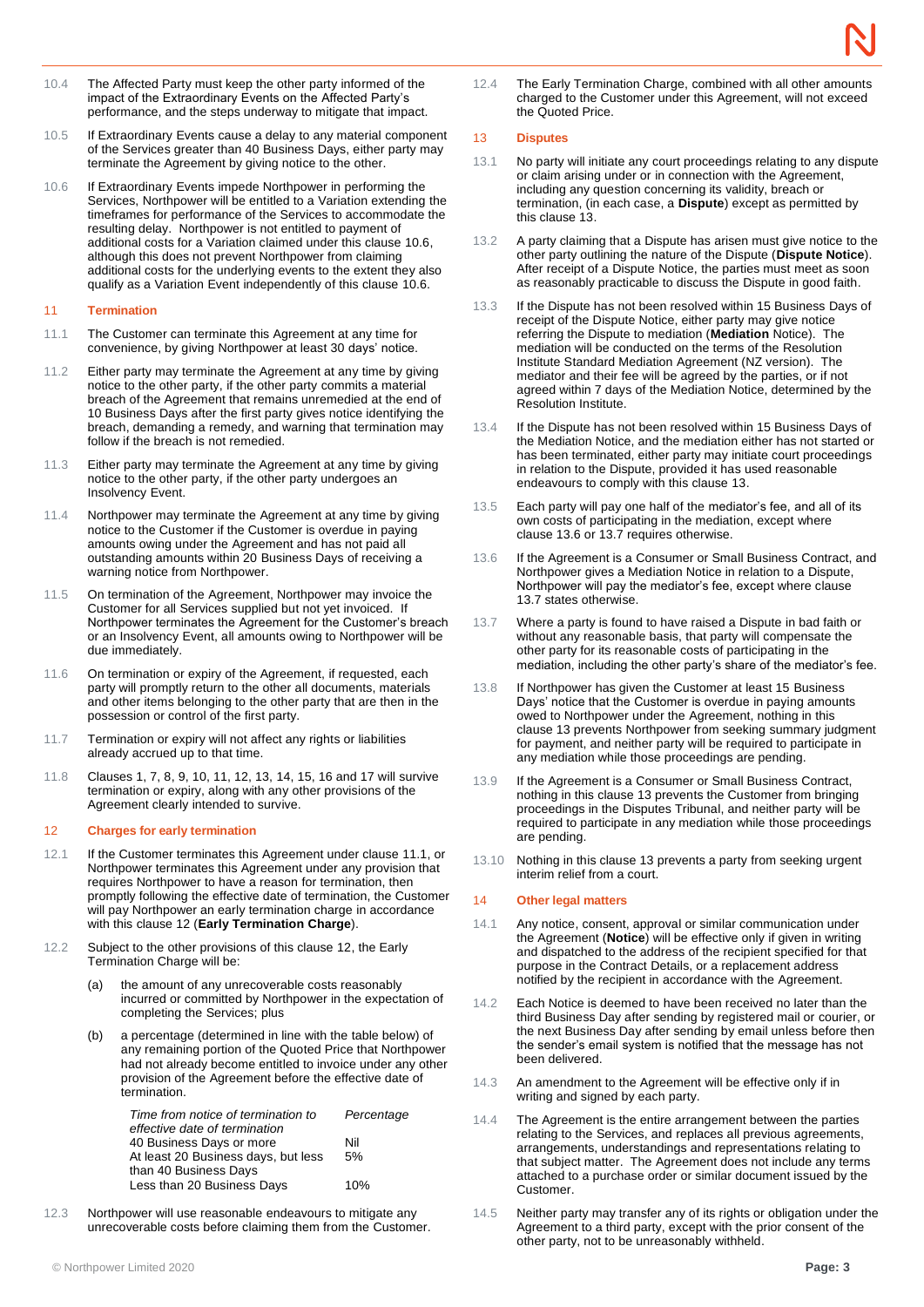10.4 The Affected Party must keep the other party informed of the impact of the Extraordinary Events on the Affected Party's performance, and the steps underway to mitigate that impact.

10.5 If Extraordinary Events cause a delay to any material component of the Services greater than 40 Business Days, either party may terminate the Agreement by giving notice to the other.

10.6 If Extraordinary Events impede Northpower in performing the Services, Northpower will be entitled to a Variation extending the timeframes for performance of the Services to accommodate the resulting delay. Northpower is not entitled to payment of additional costs for a Variation claimed under this clause 10.6, although this does not prevent Northpower from claiming additional costs for the underlying events to the extent they also qualify as a Variation Event independently of this clause 10.6.

## 11 Termination

11.1 The Customer can terminate this Agreement at any time for convenience, by giving Northpower at least 30 days' notice.

11.2 Either party may terminate the Agreement at any time by giving notice to the other party, if the other party commits a material breach of the Agreement that remains unremedied at the end of 10 Business Days after the first party gives notice identifying the breach, demanding a remedy, and warning that termination may follow if the breach is not remedied.

11.3 Either party may terminate the Agreement at any time by giving notice to the other party, if the other party undergoes an Insolvency Event.

11.4 Northpower may terminate the Agreement at any time by giving notice to the Customer if the Customer is overdue in paying amounts owing under the Agreement and has not paid all outstanding amounts within 20 Business Days of receiving a warning notice from Northpower.

11.5 On termination of the Agreement, Northpower may invoice the Customer for all Services supplied but not yet invoiced. If Northpower terminates the Agreement for the Customer's breach or an Insolvency Event, all amounts owing to Northpower will be due immediately.

11.6 On termination or expiry of the Agreement, if requested, each party will promptly return to the other all documents, materials and other items belonging to the other party that are then in the possession or control of the first party.

11.7 Termination or expiry will not affect any rights or liabilities already accrued up to that time.

11.8 Clauses 1, 7, 8, 9, 10, 11, 12, 13, 14, 15, 16 and 17 will survive termination or expiry, along with any other provisions of the Agreement clearly intended to survive.

## 12 Charges for early termination

12.1 If the Customer terminates this Agreement under clause 11.1, or Northpower terminates this Agreement under any provision that requires Northpower to have a reason for termination, then promptly following the effective date of termination, the Customer will pay Northpower an early termination charge in accordance with this clause 12 (**Early Termination Charge**).

12.2 Subject to the other provisions of this clause 12, the Early Termination Charge will be:

(a) the amount of any unrecoverable costs reasonably incurred or committed by Northpower in the expectation of completing the Services; plus

(b) a percentage (determined in line with the table below) of any remaining portion of the Quoted Price that Northpower had not already become entitled to invoice under any other provision of the Agreement before the effective date of termination.

| *Time from notice of termination to effective date of termination* | *Percentage* |
|---|---|
| 40 Business Days or more | Nil |
| At least 20 Business days, but less than 40 Business Days | 5% |
| Less than 20 Business Days | 10% |

12.3 Northpower will use reasonable endeavours to mitigate any unrecoverable costs before claiming them from the Customer.

12.4 The Early Termination Charge, combined with all other amounts charged to the Customer under this Agreement, will not exceed the Quoted Price.

## 13 Disputes

13.1 No party will initiate any court proceedings relating to any dispute or claim arising under or in connection with the Agreement, including any question concerning its validity, breach or termination, (in each case, a **Dispute**) except as permitted by this clause 13.

13.2 A party claiming that a Dispute has arisen must give notice to the other party outlining the nature of the Dispute (**Dispute Notice**). After receipt of a Dispute Notice, the parties must meet as soon as reasonably practicable to discuss the Dispute in good faith.

13.3 If the Dispute has not been resolved within 15 Business Days of receipt of the Dispute Notice, either party may give notice referring the Dispute to mediation (**Mediation** Notice). The mediation will be conducted on the terms of the Resolution Institute Standard Mediation Agreement (NZ version). The mediator and their fee will be agreed by the parties, or if not agreed within 7 days of the Mediation Notice, determined by the Resolution Institute.

13.4 If the Dispute has not been resolved within 15 Business Days of the Mediation Notice, and the mediation either has not started or has been terminated, either party may initiate court proceedings in relation to the Dispute, provided it has used reasonable endeavours to comply with this clause 13.

13.5 Each party will pay one half of the mediator's fee, and all of its own costs of participating in the mediation, except where clause 13.6 or 13.7 requires otherwise.

13.6 If the Agreement is a Consumer or Small Business Contract, and Northpower gives a Mediation Notice in relation to a Dispute, Northpower will pay the mediator's fee, except where clause 13.7 states otherwise.

13.7 Where a party is found to have raised a Dispute in bad faith or without any reasonable basis, that party will compensate the other party for its reasonable costs of participating in the mediation, including the other party's share of the mediator's fee.

13.8 If Northpower has given the Customer at least 15 Business Days' notice that the Customer is overdue in paying amounts owed to Northpower under the Agreement, nothing in this clause 13 prevents Northpower from seeking summary judgment for payment, and neither party will be required to participate in any mediation while those proceedings are pending.

13.9 If the Agreement is a Consumer or Small Business Contract, nothing in this clause 13 prevents the Customer from bringing proceedings in the Disputes Tribunal, and neither party will be required to participate in any mediation while those proceedings are pending.

13.10 Nothing in this clause 13 prevents a party from seeking urgent interim relief from a court.

## 14 Other legal matters

14.1 Any notice, consent, approval or similar communication under the Agreement (**Notice**) will be effective only if given in writing and dispatched to the address of the recipient specified for that purpose in the Contract Details, or a replacement address notified by the recipient in accordance with the Agreement.

14.2 Each Notice is deemed to have been received no later than the third Business Day after sending by registered mail or courier, or the next Business Day after sending by email unless before then the sender's email system is notified that the message has not been delivered.

14.3 An amendment to the Agreement will be effective only if in writing and signed by each party.

14.4 The Agreement is the entire arrangement between the parties relating to the Services, and replaces all previous agreements, arrangements, understandings and representations relating to that subject matter. The Agreement does not include any terms attached to a purchase order or similar document issued by the Customer.

14.5 Neither party may transfer any of its rights or obligation under the Agreement to a third party, except with the prior consent of the other party, not to be unreasonably withheld.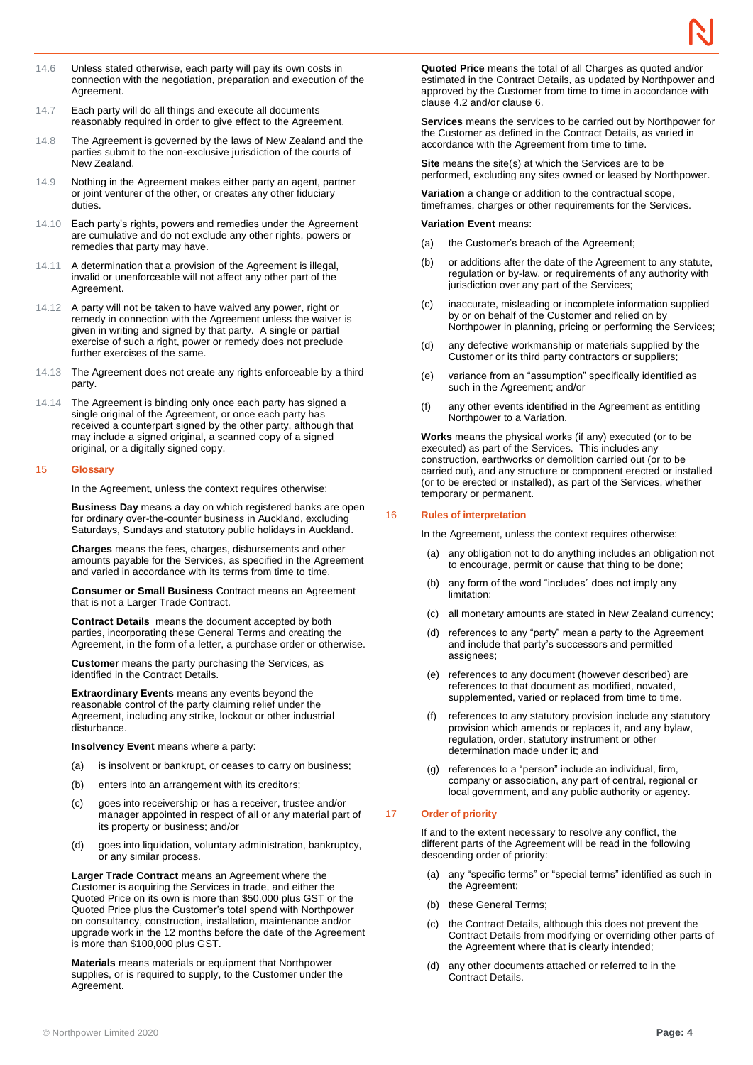14.6 Unless stated otherwise, each party will pay its own costs in connection with the negotiation, preparation and execution of the Agreement.

14.7 Each party will do all things and execute all documents reasonably required in order to give effect to the Agreement.

14.8 The Agreement is governed by the laws of New Zealand and the parties submit to the non-exclusive jurisdiction of the courts of New Zealand.

14.9 Nothing in the Agreement makes either party an agent, partner or joint venturer of the other, or creates any other fiduciary duties.

14.10 Each party's rights, powers and remedies under the Agreement are cumulative and do not exclude any other rights, powers or remedies that party may have.

14.11 A determination that a provision of the Agreement is illegal, invalid or unenforceable will not affect any other part of the Agreement.

14.12 A party will not be taken to have waived any power, right or remedy in connection with the Agreement unless the waiver is given in writing and signed by that party. A single or partial exercise of such a right, power or remedy does not preclude further exercises of the same.

14.13 The Agreement does not create any rights enforceable by a third party.

14.14 The Agreement is binding only once each party has signed a single original of the Agreement, or once each party has received a counterpart signed by the other party, although that may include a signed original, a scanned copy of a signed original, or a digitally signed copy.

## 15 Glossary

In the Agreement, unless the context requires otherwise:

**Business Day** means a day on which registered banks are open for ordinary over-the-counter business in Auckland, excluding Saturdays, Sundays and statutory public holidays in Auckland.

**Charges** means the fees, charges, disbursements and other amounts payable for the Services, as specified in the Agreement and varied in accordance with its terms from time to time.

**Consumer or Small Business** Contract means an Agreement that is not a Larger Trade Contract.

**Contract Details** means the document accepted by both parties, incorporating these General Terms and creating the Agreement, in the form of a letter, a purchase order or otherwise.

**Customer** means the party purchasing the Services, as identified in the Contract Details.

**Extraordinary Events** means any events beyond the reasonable control of the party claiming relief under the Agreement, including any strike, lockout or other industrial disturbance.

**Insolvency Event** means where a party:

(a) is insolvent or bankrupt, or ceases to carry on business;

(b) enters into an arrangement with its creditors;

(c) goes into receivership or has a receiver, trustee and/or manager appointed in respect of all or any material part of its property or business; and/or

(d) goes into liquidation, voluntary administration, bankruptcy, or any similar process.

**Larger Trade Contract** means an Agreement where the Customer is acquiring the Services in trade, and either the Quoted Price on its own is more than $50,000 plus GST or the Quoted Price plus the Customer's total spend with Northpower on consultancy, construction, installation, maintenance and/or upgrade work in the 12 months before the date of the Agreement is more than $100,000 plus GST.

**Materials** means materials or equipment that Northpower supplies, or is required to supply, to the Customer under the Agreement.

**Quoted Price** means the total of all Charges as quoted and/or estimated in the Contract Details, as updated by Northpower and approved by the Customer from time to time in accordance with clause 4.2 and/or clause 6.

**Services** means the services to be carried out by Northpower for the Customer as defined in the Contract Details, as varied in accordance with the Agreement from time to time.

**Site** means the site(s) at which the Services are to be performed, excluding any sites owned or leased by Northpower.

**Variation** a change or addition to the contractual scope, timeframes, charges or other requirements for the Services.

**Variation Event** means:

(a) the Customer's breach of the Agreement;

(b) or additions after the date of the Agreement to any statute, regulation or by-law, or requirements of any authority with jurisdiction over any part of the Services;

(c) inaccurate, misleading or incomplete information supplied by or on behalf of the Customer and relied on by Northpower in planning, pricing or performing the Services;

(d) any defective workmanship or materials supplied by the Customer or its third party contractors or suppliers;

(e) variance from an "assumption" specifically identified as such in the Agreement; and/or

(f) any other events identified in the Agreement as entitling Northpower to a Variation.

**Works** means the physical works (if any) executed (or to be executed) as part of the Services. This includes any construction, earthworks or demolition carried out (or to be carried out), and any structure or component erected or installed (or to be erected or installed), as part of the Services, whether temporary or permanent.

## 16 Rules of interpretation

In the Agreement, unless the context requires otherwise:

(a) any obligation not to do anything includes an obligation not to encourage, permit or cause that thing to be done;

(b) any form of the word "includes" does not imply any limitation;

(c) all monetary amounts are stated in New Zealand currency;

(d) references to any "party" mean a party to the Agreement and include that party's successors and permitted assignees;

(e) references to any document (however described) are references to that document as modified, novated, supplemented, varied or replaced from time to time.

(f) references to any statutory provision include any statutory provision which amends or replaces it, and any bylaw, regulation, order, statutory instrument or other determination made under it; and

(g) references to a "person" include an individual, firm, company or association, any part of central, regional or local government, and any public authority or agency.

## 17 Order of priority

If and to the extent necessary to resolve any conflict, the different parts of the Agreement will be read in the following descending order of priority:

(a) any "specific terms" or "special terms" identified as such in the Agreement;

(b) these General Terms;

(c) the Contract Details, although this does not prevent the Contract Details from modifying or overriding other parts of the Agreement where that is clearly intended;

(d) any other documents attached or referred to in the Contract Details.

© Northpower Limited 2020